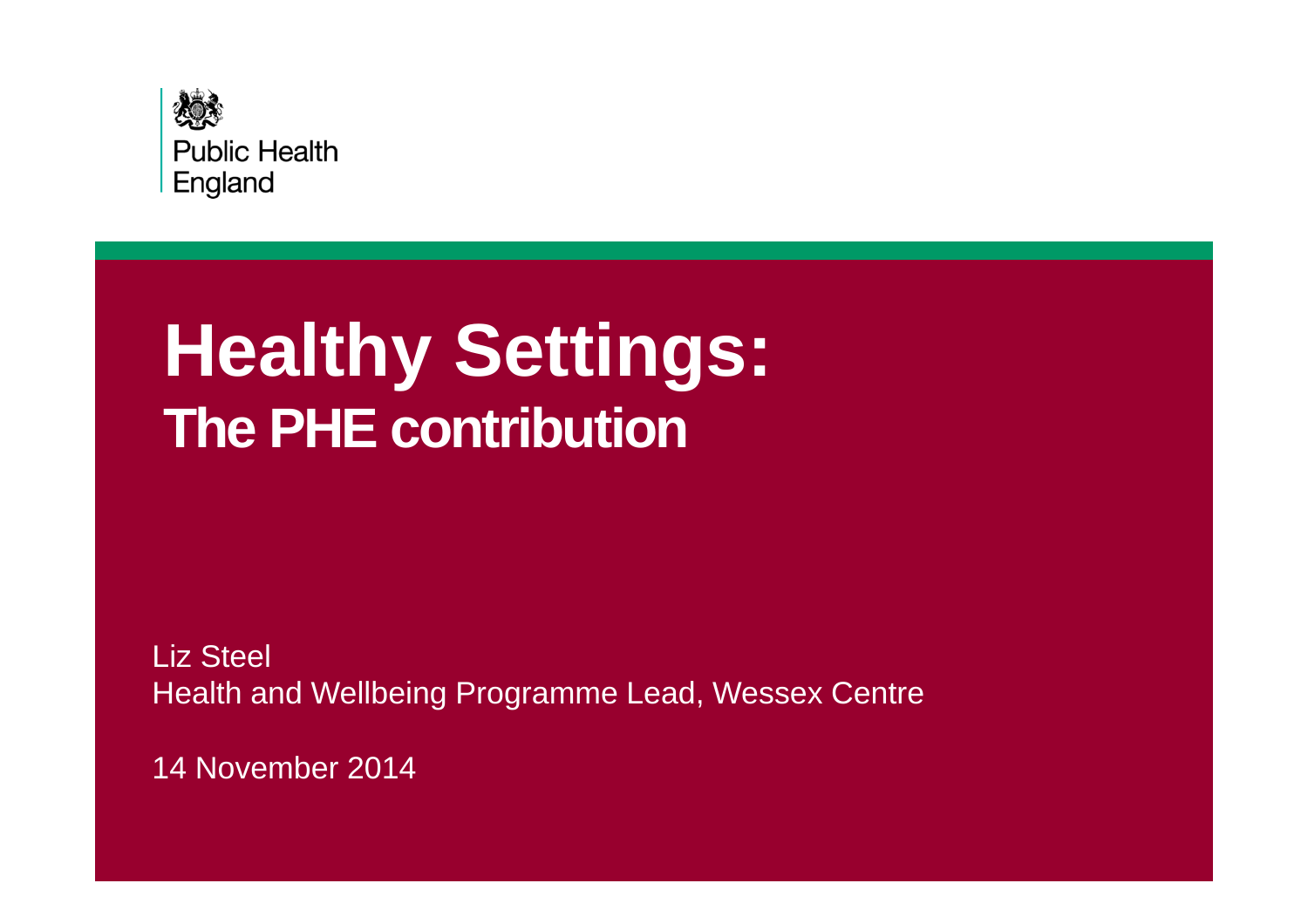Public Health England

# Healthy Settings:

## The PHE contribution

Liz Steel
Health and Wellbeing Programme Lead, Wessex Centre

14 November 2014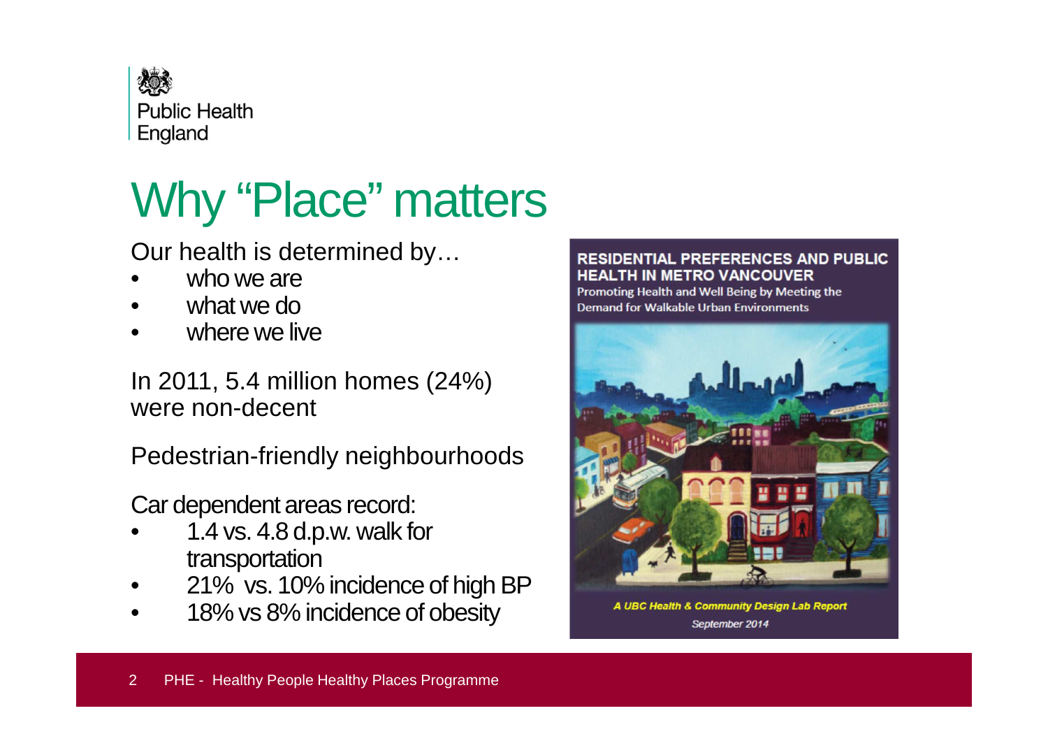# Why "Place" matters

Our health is determined by…

- who we are
- what we do
- where we live

In 2011, 5.4 million homes (24%) were non-decent

Pedestrian-friendly neighbourhoods

Car dependent areas record:

- 1.4 vs. 4.8 d.p.w. walk for transportation
- 21% vs. 10% incidence of high BP
- 18% vs 8% incidence of obesity

**RESIDENTIAL PREFERENCES AND PUBLIC HEALTH IN METRO VANCOUVER**

Promoting Health and Well Being by Meeting the Demand for Walkable Urban Environments

*A UBC Health & Community Design Lab Report*

*September 2014*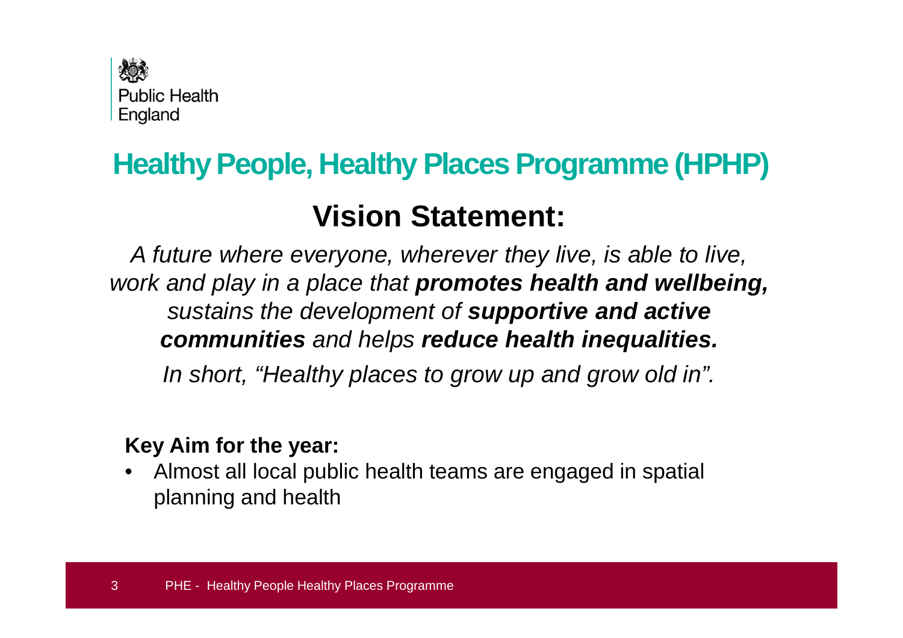Public Health England

# Healthy People, Healthy Places Programme (HPHP)

## Vision Statement:

*A future where everyone, wherever they live, is able to live, work and play in a place that **promotes health and wellbeing,** sustains the development of **supportive and active communities** and helps **reduce health inequalities.***

*In short, "Healthy places to grow up and grow old in".*

**Key Aim for the year:**

- Almost all local public health teams are engaged in spatial planning and health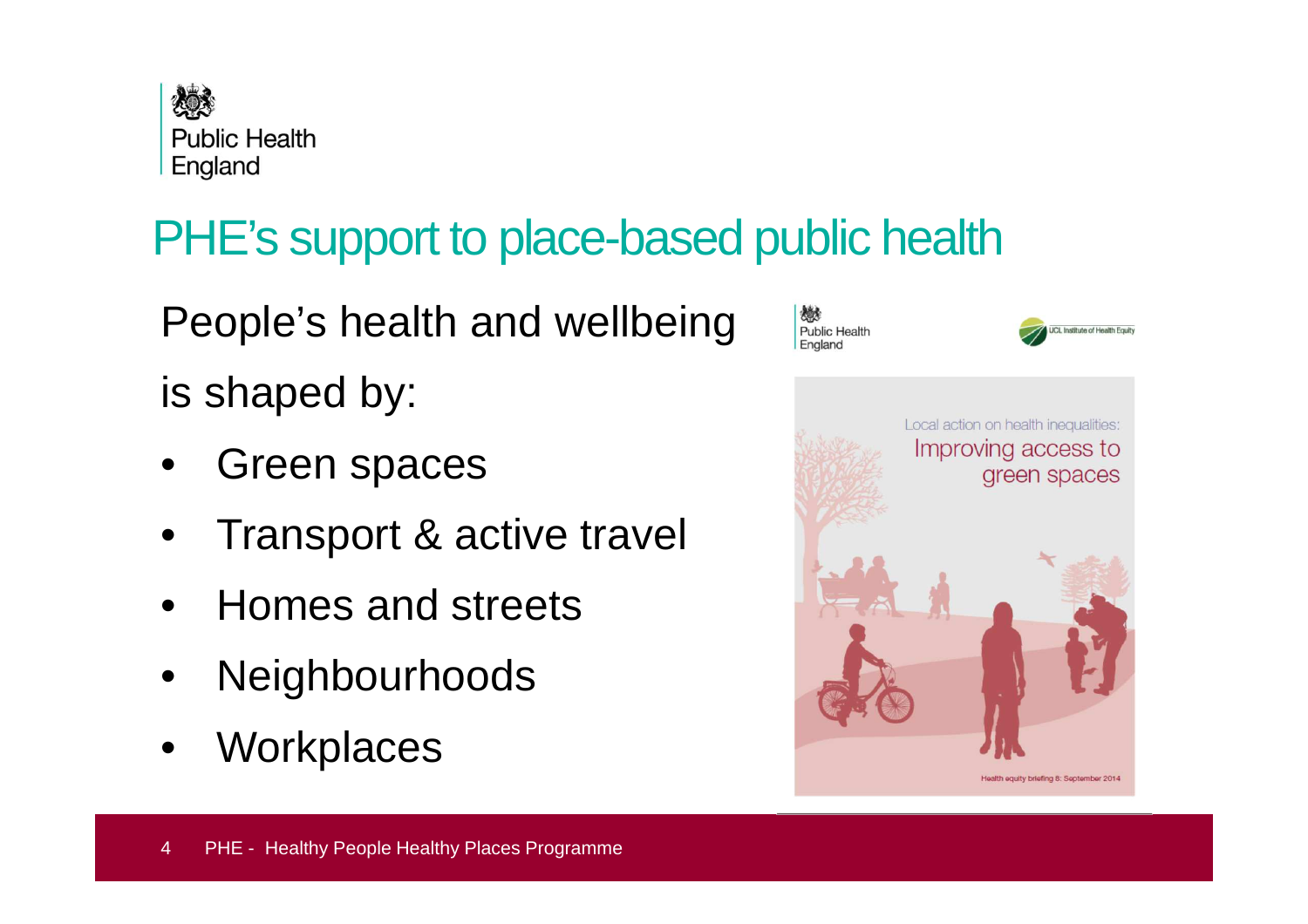## PHE's support to place-based public health

People's health and wellbeing is shaped by:

- Green spaces
- Transport & active travel
- Homes and streets
- Neighbourhoods
- Workplaces

Public Health England

UCL Institute of Health Equity

Local action on health inequalities:
Improving access to green spaces

Health equity briefing 8: September 2014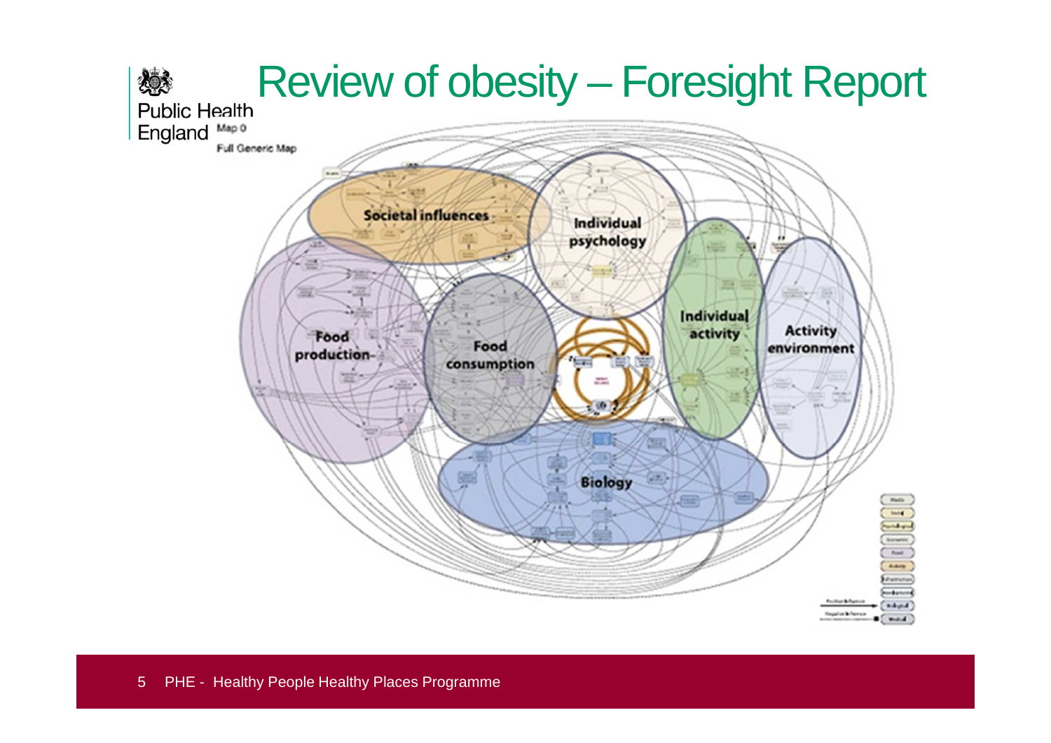# Review of obesity – Foresight Report

Public Health England

Map 0

Full Generic Map

Societal influences

Individual psychology

Food production

Food consumption

Individual activity

Activity environment

Biology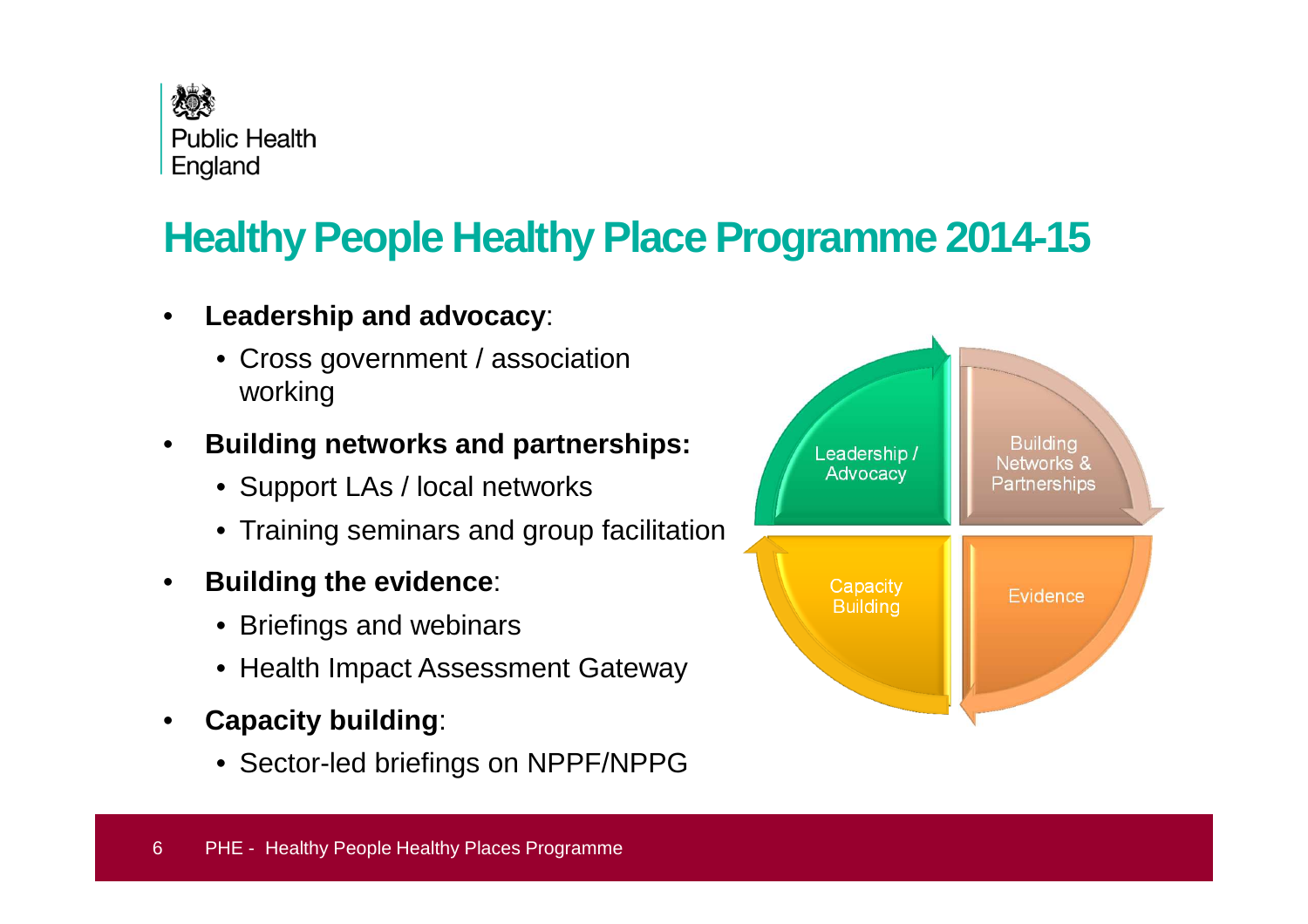Public Health England

# Healthy People Healthy Place Programme 2014-15

- **Leadership and advocacy**:
  - Cross government / association working
- **Building networks and partnerships:**
  - Support LAs / local networks
  - Training seminars and group facilitation
- **Building the evidence**:
  - Briefings and webinars
  - Health Impact Assessment Gateway
- **Capacity building**:
  - Sector-led briefings on NPPF/NPPG

Leadership / Advocacy

Building Networks & Partnerships

Evidence

Capacity Building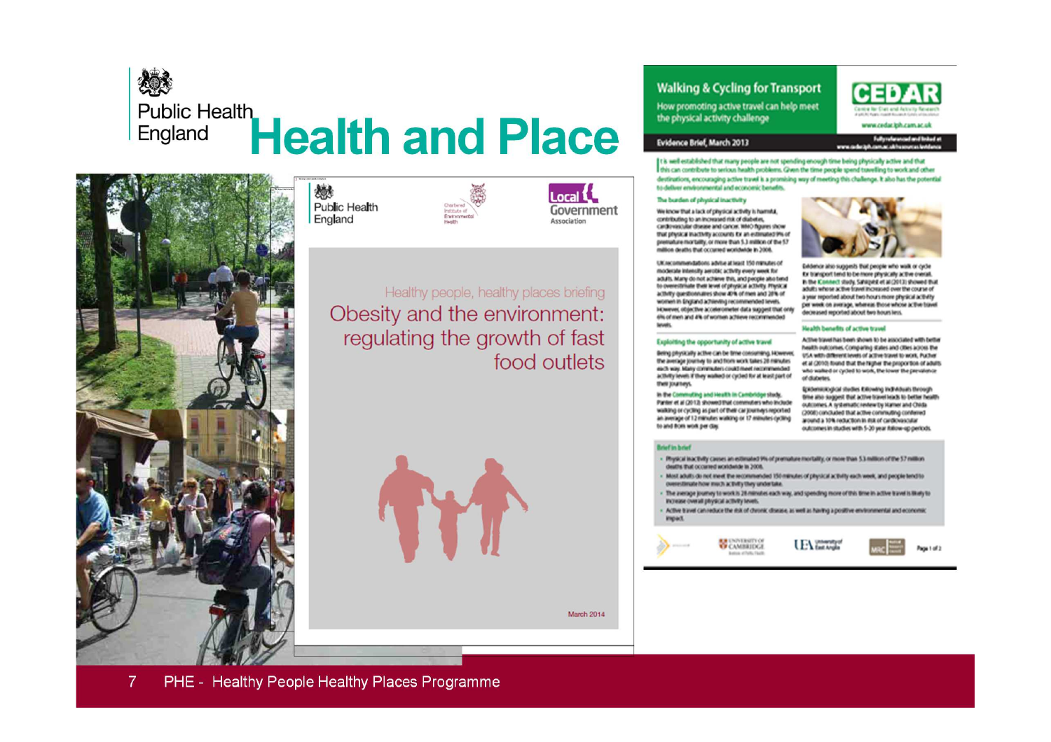Public Health England

# Health and Place

Public Health England

Chartered Institute of Environmental Health

Local Government Association

Healthy people, healthy places briefing

## Obesity and the environment: regulating the growth of fast food outlets

March 2014

## Walking & Cycling for Transport

How promoting active travel can help meet the physical activity challenge

CEDAR

Evidence Brief, March 2013

It is well established that many people are not spending enough time being physically active and that this can contribute to serious health problems. Given the time people spend travelling to work and other destinations, encouraging active travel is a promising way of meeting this challenge. It also has the potential to deliver environmental and economic benefits.

### The burden of physical inactivity

We know that a lack of physical activity is harmful, contributing to an increased risk of diabetes, cardiovascular disease and cancer. WHO figures show that physical inactivity accounts for an estimated 9% of premature mortality, or more than 5.3 million of the 57 million deaths that occurred worldwide in 2008.

UK recommendations advise at least 150 minutes of moderate intensity aerobic activity every week for adults. Many do not achieve this, and people also tend to overestimate their level of physical activity. Physical activity questionnaires show 40% of men and 28% of women in England achieving recommended levels. However, objective accelerometer data suggest that only 6% of men and 4% of women achieve recommended levels.

### Exploiting the opportunity of active travel

Being physically active can be time consuming. However, the average journey to and from work takes 28 minutes each way. Many commuters could meet recommended activity levels if they walked or cycled for at least part of their journeys.

In the Commuting and Health in Cambridge study, Panter et al (2013) showed that commuters who include walking or cycling as part of their car journeys reported an average of 12 minutes walking or 17 minutes cycling to and from work per day.

Evidence also suggests that people who walk or cycle for transport tend to be more physically active overall. In the iConnect study, Sahlqvist et al (2013) showed that adults whose active travel increased over the course of a year reported about two hours more physical activity per week on average, whereas those whose active travel decreased reported about two hours less.

### Health benefits of active travel

Active travel has been shown to be associated with better health outcomes. Comparing states and cities across the USA with different levels of active travel to work, Pucher et al (2010) found that the higher the proportion of adults who walked or cycled to work, the lower the prevalence of diabetes.

Epidemiological studies following individuals through time also suggest that active travel leads to better health outcomes. A systematic review by Hamer and Chida (2008) concluded that active commuting conferred around a 10% reduction in risk of cardiovascular outcomes in studies with 5-20 year follow-up periods.

### Brief in brief

- Physical inactivity causes an estimated 9% of premature mortality, or more than 5.3 million of the 57 million deaths that occurred worldwide in 2008.
- Most adults do not meet the recommended 150 minutes of physical activity each week, and people tend to overestimate how much activity they undertake.
- The average journey to work is 28 minutes each way, and spending more of this time in active travel is likely to increase overall physical activity levels.
- Active travel can reduce the risk of chronic disease, as well as having a positive environmental and economic impact.

PHE - Healthy People Healthy Places Programme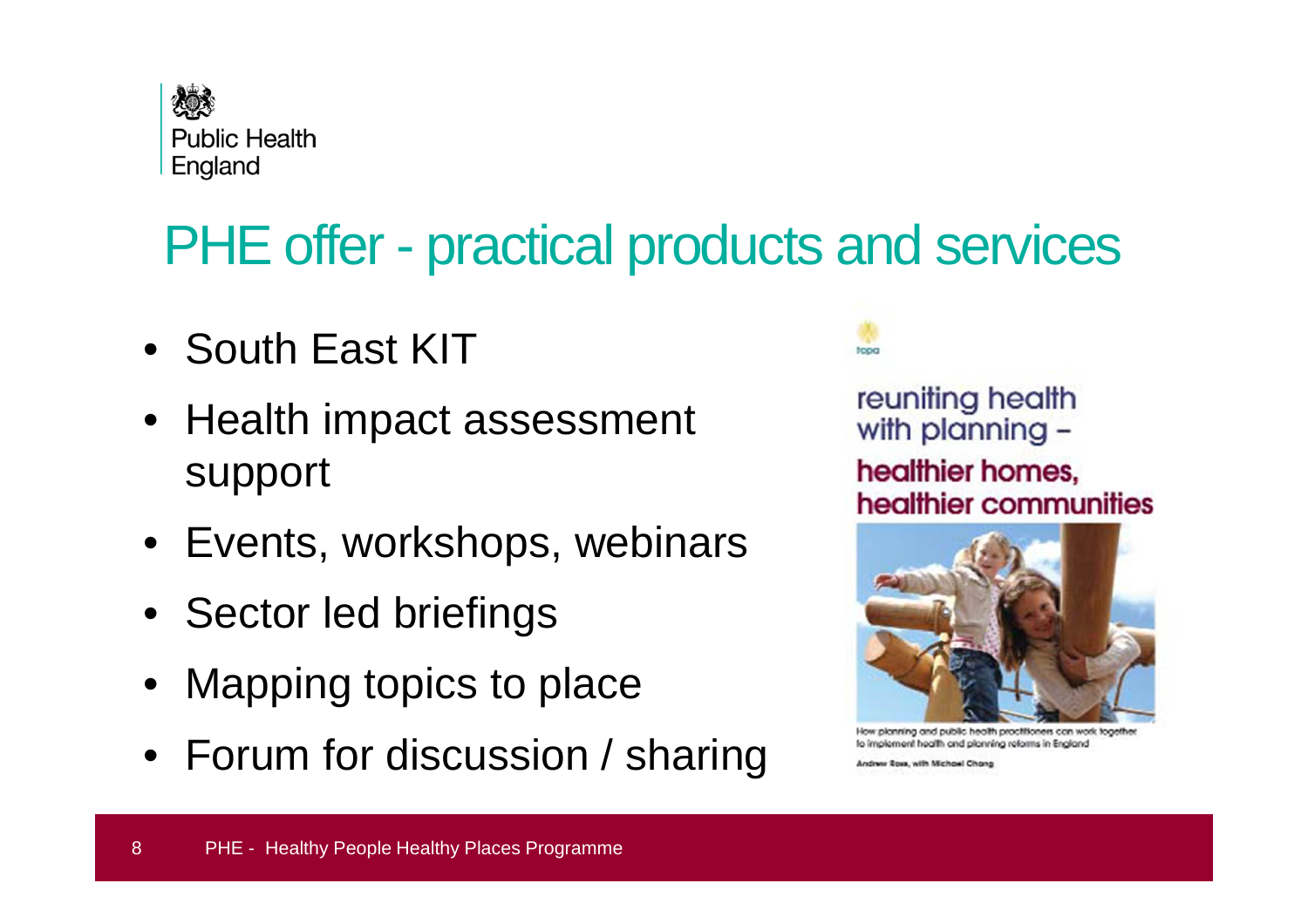# PHE offer - practical products and services

- South East KIT
- Health impact assessment support
- Events, workshops, webinars
- Sector led briefings
- Mapping topics to place
- Forum for discussion / sharing

tcpa

reuniting health with planning – healthier homes, healthier communities

How planning and public health practitioners can work together to implement health and planning reforms in England

Andrew Ross, with Michael Chang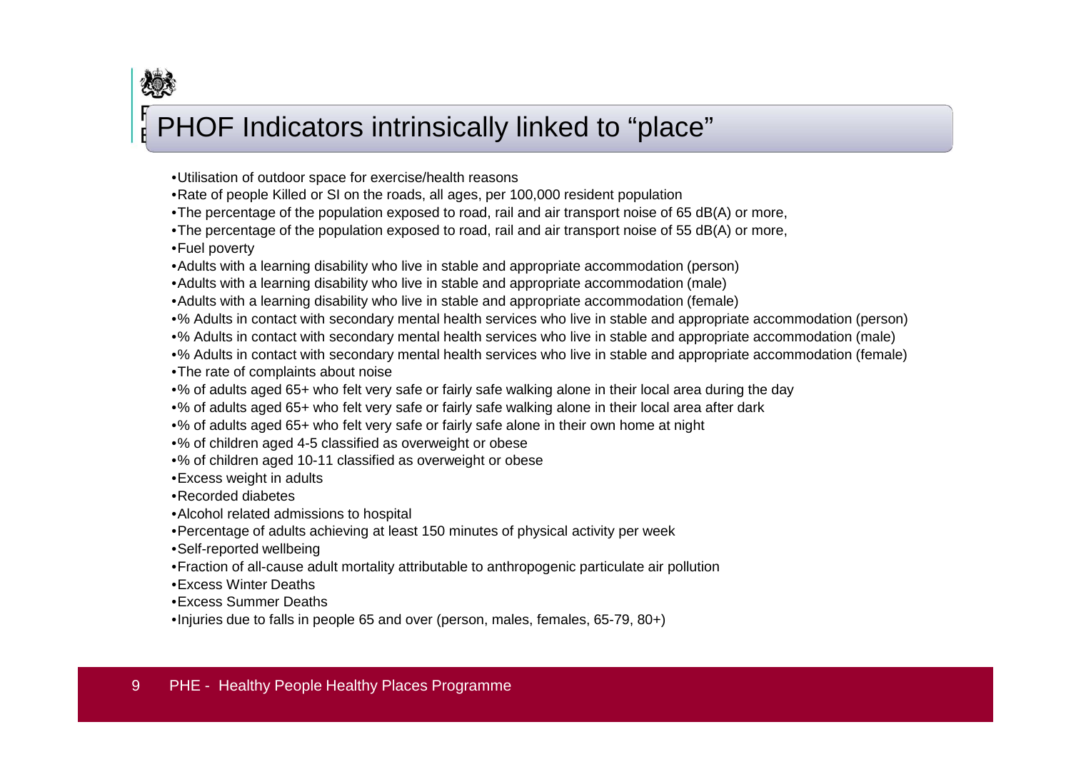# PHOF Indicators intrinsically linked to "place"

- Utilisation of outdoor space for exercise/health reasons
- Rate of people Killed or SI on the roads, all ages, per 100,000 resident population
- The percentage of the population exposed to road, rail and air transport noise of 65 dB(A) or more,
- The percentage of the population exposed to road, rail and air transport noise of 55 dB(A) or more,
- Fuel poverty
- Adults with a learning disability who live in stable and appropriate accommodation (person)
- Adults with a learning disability who live in stable and appropriate accommodation (male)
- Adults with a learning disability who live in stable and appropriate accommodation (female)
- % Adults in contact with secondary mental health services who live in stable and appropriate accommodation (person)
- % Adults in contact with secondary mental health services who live in stable and appropriate accommodation (male)
- % Adults in contact with secondary mental health services who live in stable and appropriate accommodation (female)
- The rate of complaints about noise
- % of adults aged 65+ who felt very safe or fairly safe walking alone in their local area during the day
- % of adults aged 65+ who felt very safe or fairly safe walking alone in their local area after dark
- % of adults aged 65+ who felt very safe or fairly safe alone in their own home at night
- % of children aged 4-5 classified as overweight or obese
- % of children aged 10-11 classified as overweight or obese
- Excess weight in adults
- Recorded diabetes
- Alcohol related admissions to hospital
- Percentage of adults achieving at least 150 minutes of physical activity per week
- Self-reported wellbeing
- Fraction of all-cause adult mortality attributable to anthropogenic particulate air pollution
- Excess Winter Deaths
- Excess Summer Deaths
- Injuries due to falls in people 65 and over (person, males, females, 65-79, 80+)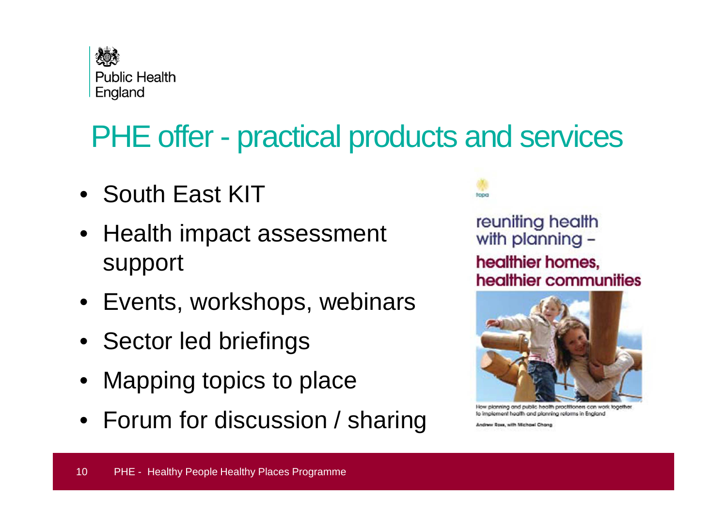# PHE offer - practical products and services

- South East KIT
- Health impact assessment support
- Events, workshops, webinars
- Sector led briefings
- Mapping topics to place
- Forum for discussion / sharing

tcpa

reuniting health with planning –

healthier homes, healthier communities

How planning and public health practitioners can work together to implement health and planning reforms in England

Andrew Ross, with Michael Chang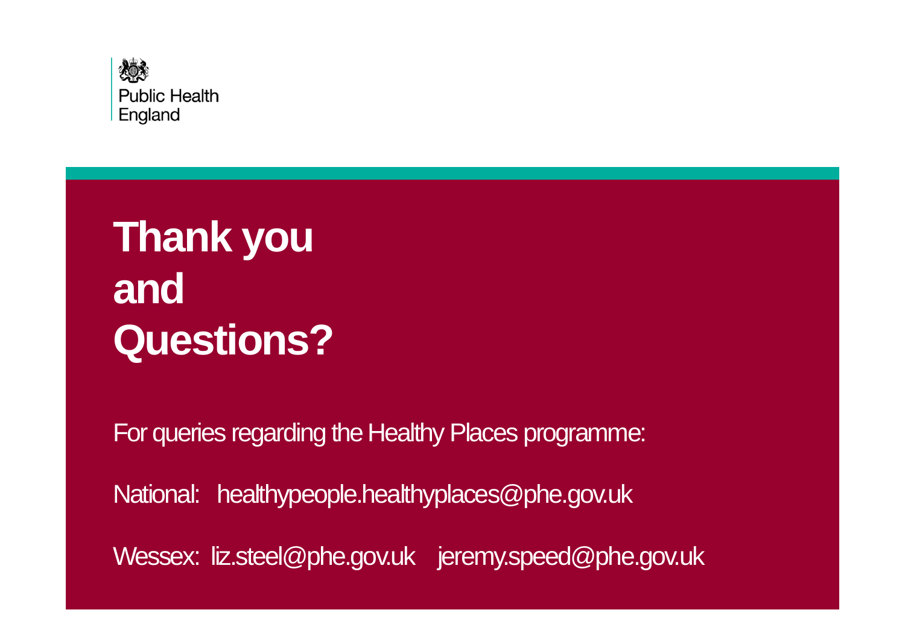Public Health England

# Thank you and Questions?

For queries regarding the Healthy Places programme:

National: healthypeople.healthyplaces@phe.gov.uk

Wessex: liz.steel@phe.gov.uk jeremy.speed@phe.gov.uk